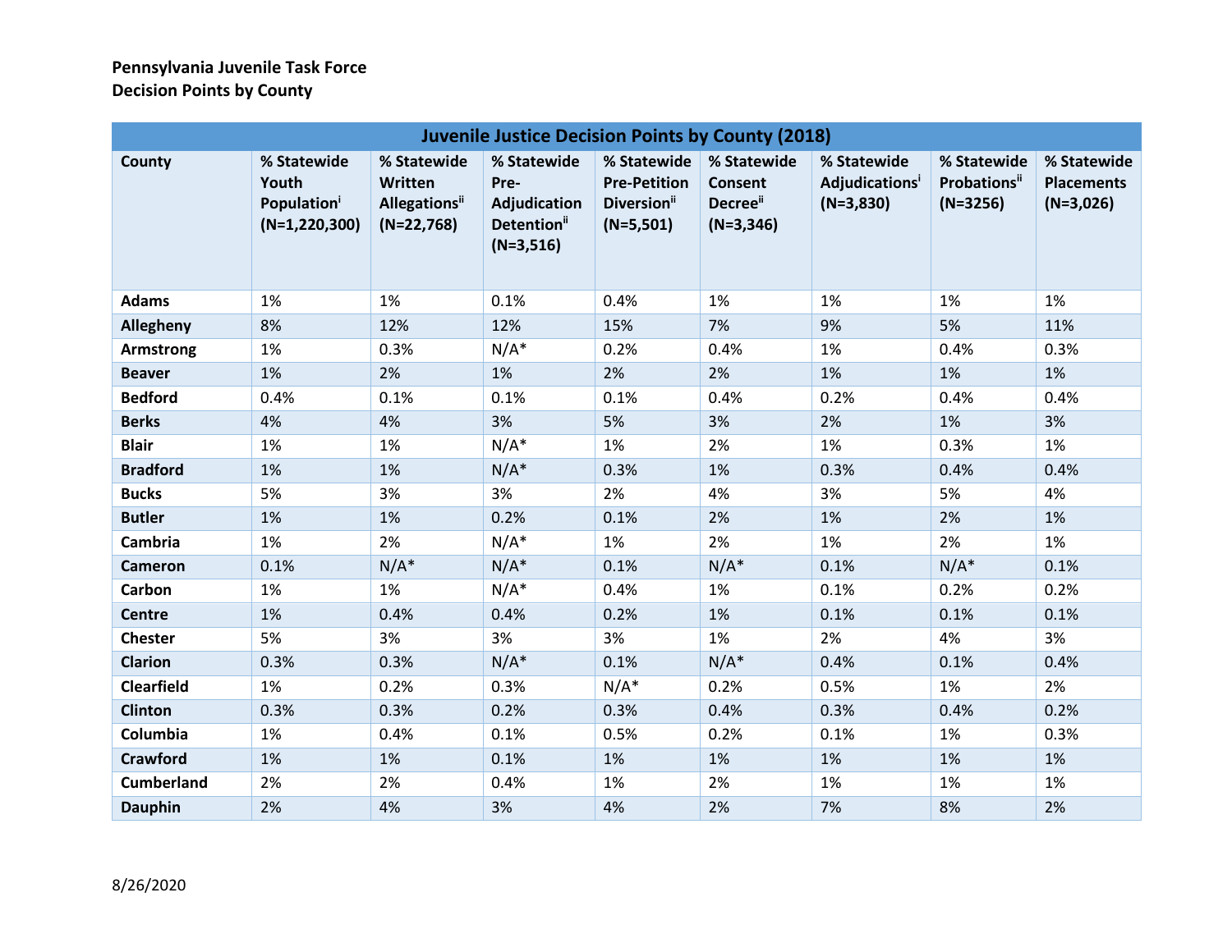**Pennsylvania Juvenile Task Force**
**Decision Points by County**

| Juvenile Justice Decision Points by County (2018) | | | | | | | | |
|---|---|---|---|---|---|---|---|---|
| County | % Statewide Youth Population[i] (N=1,220,300) | % Statewide Written Allegations[ii] (N=22,768) | % Statewide Pre-Adjudication Detention[ii] (N=3,516) | % Statewide Pre-Petition Diversion[ii] (N=5,501) | % Statewide Consent Decree[ii] (N=3,346) | % Statewide Adjudications[i] (N=3,830) | % Statewide Probations[ii] (N=3256) | % Statewide Placements (N=3,026) |
| Adams | 1% | 1% | 0.1% | 0.4% | 1% | 1% | 1% | 1% |
| Allegheny | 8% | 12% | 12% | 15% | 7% | 9% | 5% | 11% |
| Armstrong | 1% | 0.3% | N/A* | 0.2% | 0.4% | 1% | 0.4% | 0.3% |
| Beaver | 1% | 2% | 1% | 2% | 2% | 1% | 1% | 1% |
| Bedford | 0.4% | 0.1% | 0.1% | 0.1% | 0.4% | 0.2% | 0.4% | 0.4% |
| Berks | 4% | 4% | 3% | 5% | 3% | 2% | 1% | 3% |
| Blair | 1% | 1% | N/A* | 1% | 2% | 1% | 0.3% | 1% |
| Bradford | 1% | 1% | N/A* | 0.3% | 1% | 0.3% | 0.4% | 0.4% |
| Bucks | 5% | 3% | 3% | 2% | 4% | 3% | 5% | 4% |
| Butler | 1% | 1% | 0.2% | 0.1% | 2% | 1% | 2% | 1% |
| Cambria | 1% | 2% | N/A* | 1% | 2% | 1% | 2% | 1% |
| Cameron | 0.1% | N/A* | N/A* | 0.1% | N/A* | 0.1% | N/A* | 0.1% |
| Carbon | 1% | 1% | N/A* | 0.4% | 1% | 0.1% | 0.2% | 0.2% |
| Centre | 1% | 0.4% | 0.4% | 0.2% | 1% | 0.1% | 0.1% | 0.1% |
| Chester | 5% | 3% | 3% | 3% | 1% | 2% | 4% | 3% |
| Clarion | 0.3% | 0.3% | N/A* | 0.1% | N/A* | 0.4% | 0.1% | 0.4% |
| Clearfield | 1% | 0.2% | 0.3% | N/A* | 0.2% | 0.5% | 1% | 2% |
| Clinton | 0.3% | 0.3% | 0.2% | 0.3% | 0.4% | 0.3% | 0.4% | 0.2% |
| Columbia | 1% | 0.4% | 0.1% | 0.5% | 0.2% | 0.1% | 1% | 0.3% |
| Crawford | 1% | 1% | 0.1% | 1% | 1% | 1% | 1% | 1% |
| Cumberland | 2% | 2% | 0.4% | 1% | 2% | 1% | 1% | 1% |
| Dauphin | 2% | 4% | 3% | 4% | 2% | 7% | 8% | 2% |

8/26/2020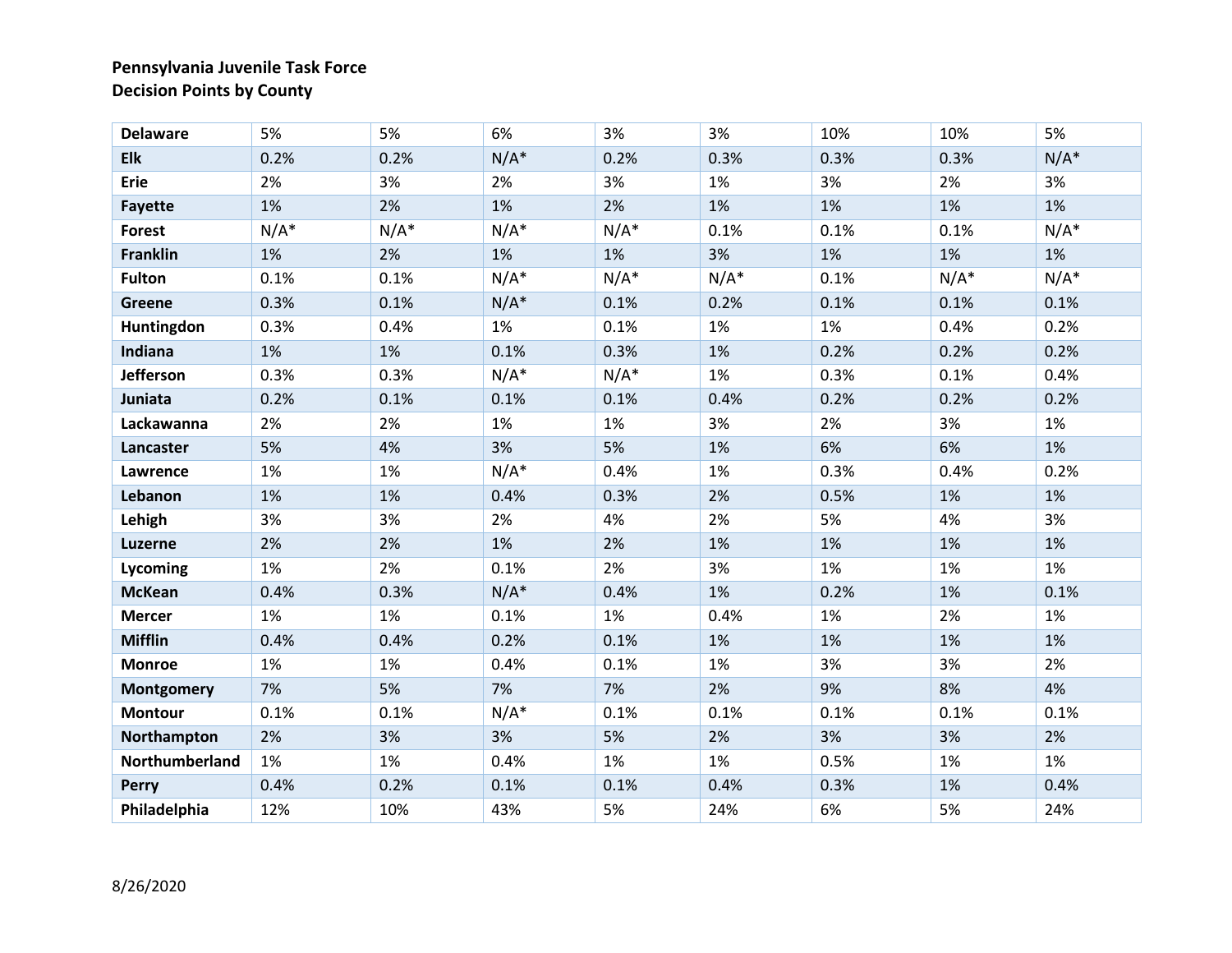**Pennsylvania Juvenile Task Force**
**Decision Points by County**

| | | | | | | | | |
|---|---|---|---|---|---|---|---|---|
| **Delaware** | 5% | 5% | 6% | 3% | 3% | 10% | 10% | 5% |
| **Elk** | 0.2% | 0.2% | N/A* | 0.2% | 0.3% | 0.3% | 0.3% | N/A* |
| **Erie** | 2% | 3% | 2% | 3% | 1% | 3% | 2% | 3% |
| **Fayette** | 1% | 2% | 1% | 2% | 1% | 1% | 1% | 1% |
| **Forest** | N/A* | N/A* | N/A* | N/A* | 0.1% | 0.1% | 0.1% | N/A* |
| **Franklin** | 1% | 2% | 1% | 1% | 3% | 1% | 1% | 1% |
| **Fulton** | 0.1% | 0.1% | N/A* | N/A* | N/A* | 0.1% | N/A* | N/A* |
| **Greene** | 0.3% | 0.1% | N/A* | 0.1% | 0.2% | 0.1% | 0.1% | 0.1% |
| **Huntingdon** | 0.3% | 0.4% | 1% | 0.1% | 1% | 1% | 0.4% | 0.2% |
| **Indiana** | 1% | 1% | 0.1% | 0.3% | 1% | 0.2% | 0.2% | 0.2% |
| **Jefferson** | 0.3% | 0.3% | N/A* | N/A* | 1% | 0.3% | 0.1% | 0.4% |
| **Juniata** | 0.2% | 0.1% | 0.1% | 0.1% | 0.4% | 0.2% | 0.2% | 0.2% |
| **Lackawanna** | 2% | 2% | 1% | 1% | 3% | 2% | 3% | 1% |
| **Lancaster** | 5% | 4% | 3% | 5% | 1% | 6% | 6% | 1% |
| **Lawrence** | 1% | 1% | N/A* | 0.4% | 1% | 0.3% | 0.4% | 0.2% |
| **Lebanon** | 1% | 1% | 0.4% | 0.3% | 2% | 0.5% | 1% | 1% |
| **Lehigh** | 3% | 3% | 2% | 4% | 2% | 5% | 4% | 3% |
| **Luzerne** | 2% | 2% | 1% | 2% | 1% | 1% | 1% | 1% |
| **Lycoming** | 1% | 2% | 0.1% | 2% | 3% | 1% | 1% | 1% |
| **McKean** | 0.4% | 0.3% | N/A* | 0.4% | 1% | 0.2% | 1% | 0.1% |
| **Mercer** | 1% | 1% | 0.1% | 1% | 0.4% | 1% | 2% | 1% |
| **Mifflin** | 0.4% | 0.4% | 0.2% | 0.1% | 1% | 1% | 1% | 1% |
| **Monroe** | 1% | 1% | 0.4% | 0.1% | 1% | 3% | 3% | 2% |
| **Montgomery** | 7% | 5% | 7% | 7% | 2% | 9% | 8% | 4% |
| **Montour** | 0.1% | 0.1% | N/A* | 0.1% | 0.1% | 0.1% | 0.1% | 0.1% |
| **Northampton** | 2% | 3% | 3% | 5% | 2% | 3% | 3% | 2% |
| **Northumberland** | 1% | 1% | 0.4% | 1% | 1% | 0.5% | 1% | 1% |
| **Perry** | 0.4% | 0.2% | 0.1% | 0.1% | 0.4% | 0.3% | 1% | 0.4% |
| **Philadelphia** | 12% | 10% | 43% | 5% | 24% | 6% | 5% | 24% |

8/26/2020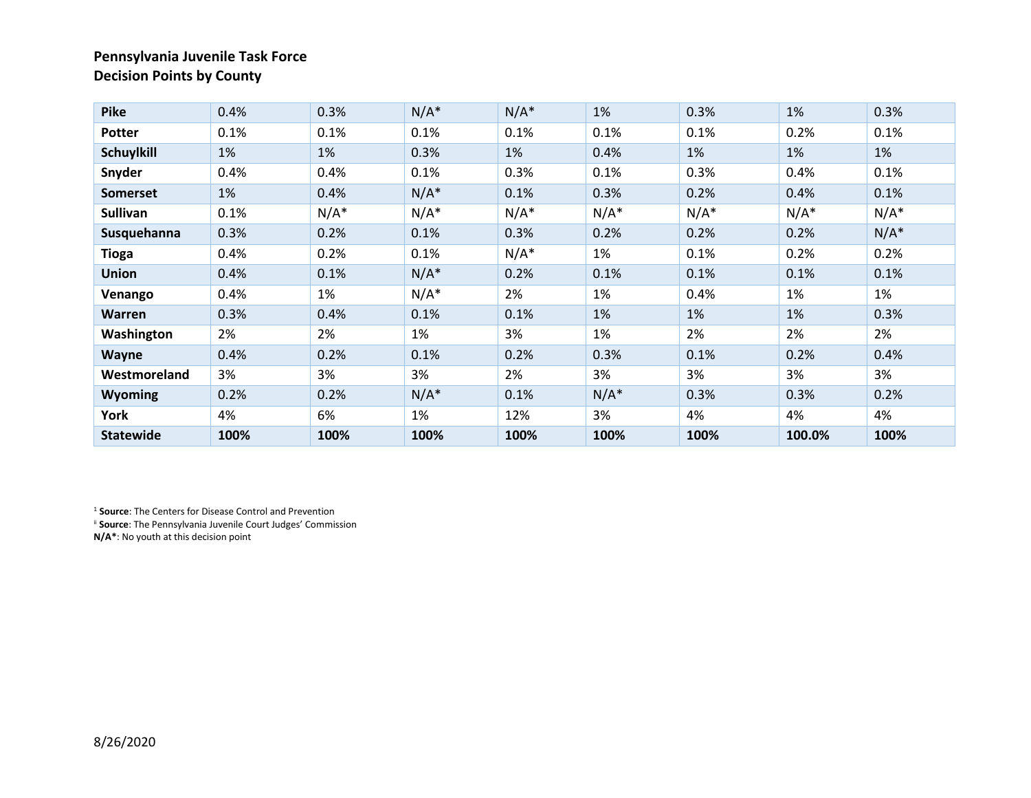**Pennsylvania Juvenile Task Force**
**Decision Points by County**

| | | | | | | | | |
|---|---|---|---|---|---|---|---|---|
| **Pike** | 0.4% | 0.3% | N/A* | N/A* | 1% | 0.3% | 1% | 0.3% |
| **Potter** | 0.1% | 0.1% | 0.1% | 0.1% | 0.1% | 0.1% | 0.2% | 0.1% |
| **Schuylkill** | 1% | 1% | 0.3% | 1% | 0.4% | 1% | 1% | 1% |
| **Snyder** | 0.4% | 0.4% | 0.1% | 0.3% | 0.1% | 0.3% | 0.4% | 0.1% |
| **Somerset** | 1% | 0.4% | N/A* | 0.1% | 0.3% | 0.2% | 0.4% | 0.1% |
| **Sullivan** | 0.1% | N/A* | N/A* | N/A* | N/A* | N/A* | N/A* | N/A* |
| **Susquehanna** | 0.3% | 0.2% | 0.1% | 0.3% | 0.2% | 0.2% | 0.2% | N/A* |
| **Tioga** | 0.4% | 0.2% | 0.1% | N/A* | 1% | 0.1% | 0.2% | 0.2% |
| **Union** | 0.4% | 0.1% | N/A* | 0.2% | 0.1% | 0.1% | 0.1% | 0.1% |
| **Venango** | 0.4% | 1% | N/A* | 2% | 1% | 0.4% | 1% | 1% |
| **Warren** | 0.3% | 0.4% | 0.1% | 0.1% | 1% | 1% | 1% | 0.3% |
| **Washington** | 2% | 2% | 1% | 3% | 1% | 2% | 2% | 2% |
| **Wayne** | 0.4% | 0.2% | 0.1% | 0.2% | 0.3% | 0.1% | 0.2% | 0.4% |
| **Westmoreland** | 3% | 3% | 3% | 2% | 3% | 3% | 3% | 3% |
| **Wyoming** | 0.2% | 0.2% | N/A* | 0.1% | N/A* | 0.3% | 0.3% | 0.2% |
| **York** | 4% | 6% | 1% | 12% | 3% | 4% | 4% | 4% |
| **Statewide** | **100%** | **100%** | **100%** | **100%** | **100%** | **100%** | **100.0%** | **100%** |

[1] **Source**: The Centers for Disease Control and Prevention
[ii] **Source**: The Pennsylvania Juvenile Court Judges' Commission
**N/A***: No youth at this decision point

8/26/2020